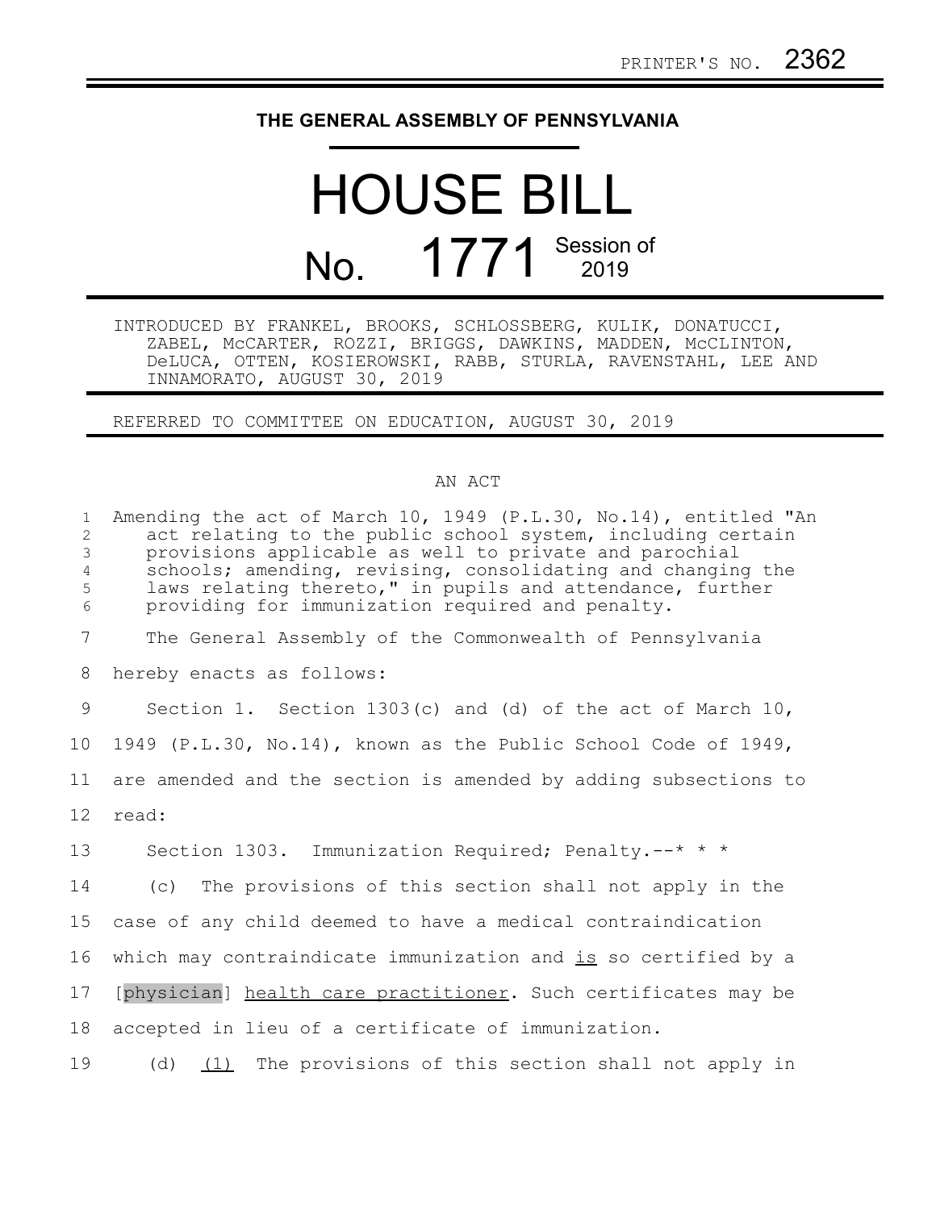PRINTER'S NO. 2362

# THE GENERAL ASSEMBLY OF PENNSYLVANIA

# HOUSE BILL

## No. 1771 Session of 2019

INTRODUCED BY FRANKEL, BROOKS, SCHLOSSBERG, KULIK, DONATUCCI, ZABEL, McCARTER, ROZZI, BRIGGS, DAWKINS, MADDEN, McCLINTON, DeLUCA, OTTEN, KOSIEROWSKI, RABB, STURLA, RAVENSTAHL, LEE AND INNAMORATO, AUGUST 30, 2019

REFERRED TO COMMITTEE ON EDUCATION, AUGUST 30, 2019

AN ACT

1 Amending the act of March 10, 1949 (P.L.30, No.14), entitled "An
2 act relating to the public school system, including certain
3 provisions applicable as well to private and parochial
4 schools; amending, revising, consolidating and changing the
5 laws relating thereto," in pupils and attendance, further
6 providing for immunization required and penalty.

7 The General Assembly of the Commonwealth of Pennsylvania
8 hereby enacts as follows:

9 Section 1. Section 1303(c) and (d) of the act of March 10,
10 1949 (P.L.30, No.14), known as the Public School Code of 1949,
11 are amended and the section is amended by adding subsections to
12 read:

13 Section 1303. Immunization Required; Penalty.--* * *

14 (c) The provisions of this section shall not apply in the
15 case of any child deemed to have a medical contraindication
16 which may contraindicate immunization and <u>is</u> so certified by a
17 [physician] <u>health care practitioner</u>. Such certificates may be
18 accepted in lieu of a certificate of immunization.

19 (d) <u>(1)</u> The provisions of this section shall not apply in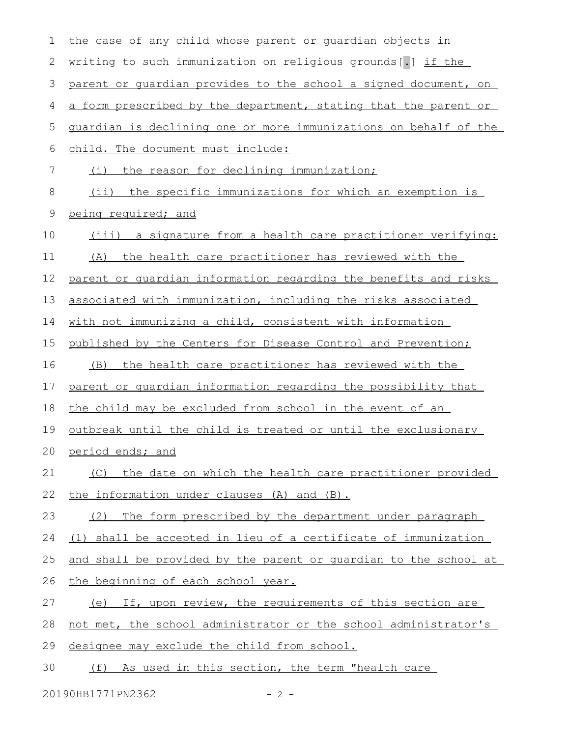the case of any child whose parent or guardian objects in writing to such immunization on religious grounds[.] if the parent or guardian provides to the school a signed document, on a form prescribed by the department, stating that the parent or guardian is declining one or more immunizations on behalf of the child. The document must include:

(i) the reason for declining immunization;

(ii) the specific immunizations for which an exemption is being required; and

(iii) a signature from a health care practitioner verifying:

(A) the health care practitioner has reviewed with the parent or guardian information regarding the benefits and risks associated with immunization, including the risks associated with not immunizing a child, consistent with information published by the Centers for Disease Control and Prevention;

(B) the health care practitioner has reviewed with the parent or guardian information regarding the possibility that the child may be excluded from school in the event of an outbreak until the child is treated or until the exclusionary period ends; and

(C) the date on which the health care practitioner provided the information under clauses (A) and (B).

(2) The form prescribed by the department under paragraph (1) shall be accepted in lieu of a certificate of immunization and shall be provided by the parent or guardian to the school at the beginning of each school year.

(e) If, upon review, the requirements of this section are not met, the school administrator or the school administrator's designee may exclude the child from school.

(f) As used in this section, the term "health care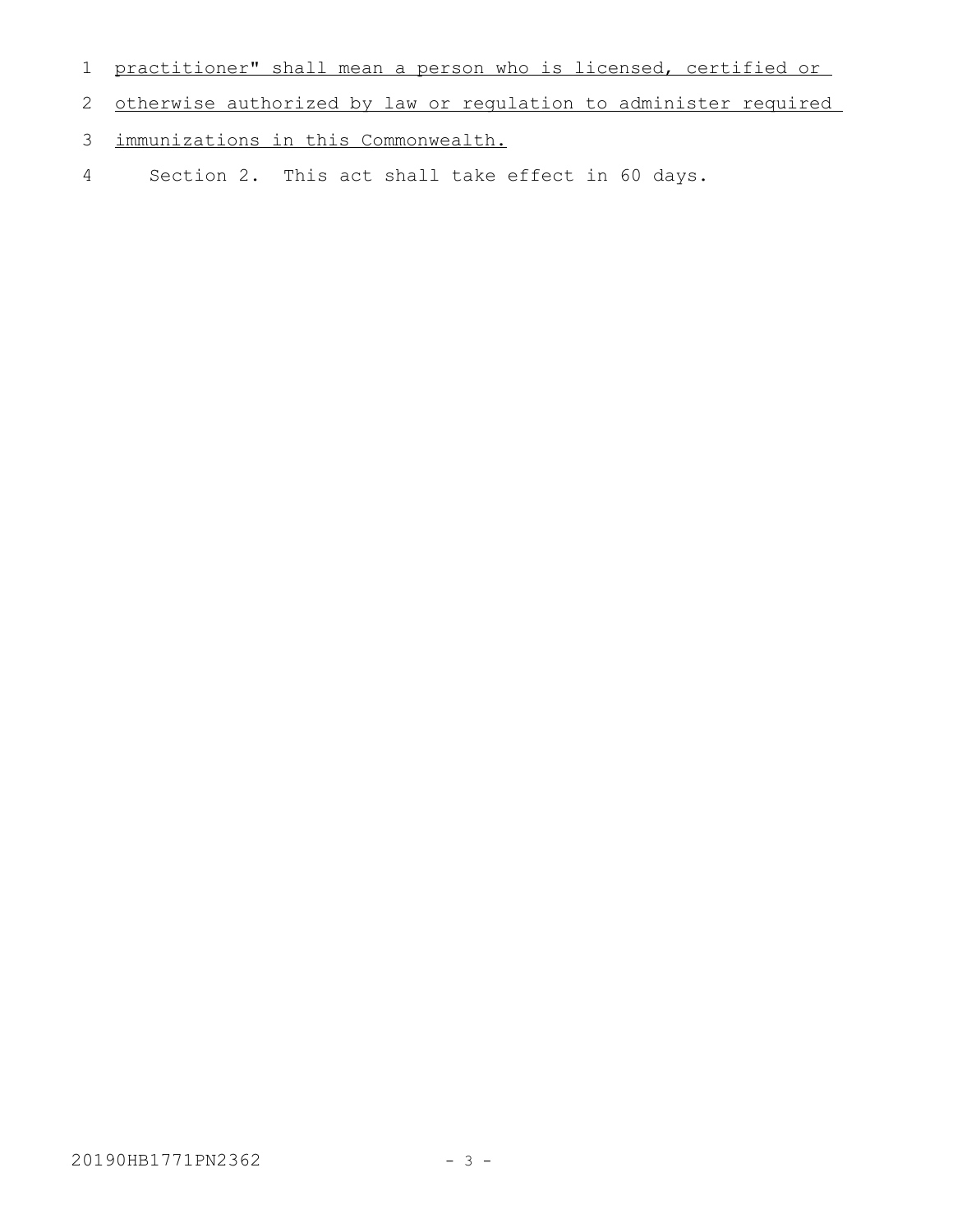practitioner" shall mean a person who is licensed, certified or otherwise authorized by law or regulation to administer required immunizations in this Commonwealth.

Section 2. This act shall take effect in 60 days.